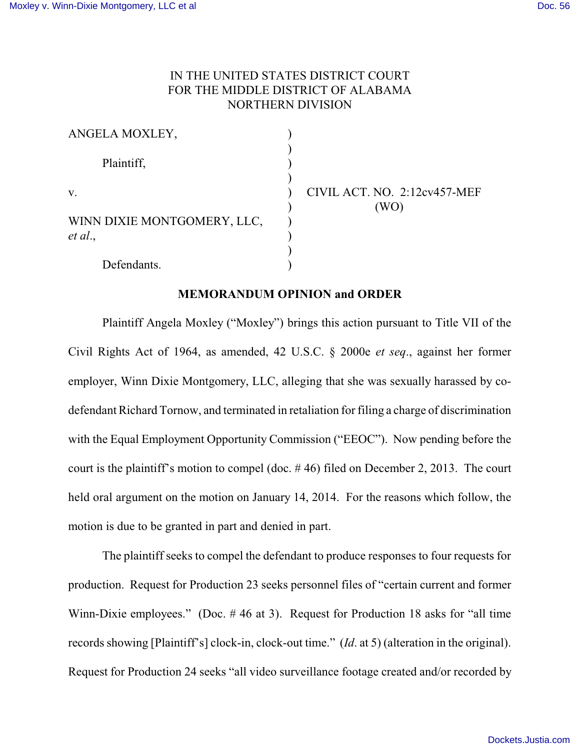IN THE UNITED STATES DISTRICT COURT
FOR THE MIDDLE DISTRICT OF ALABAMA
NORTHERN DIVISION

| | | |
|---|---|---|
| ANGELA MOXLEY, | ) | |
| | ) | |
| Plaintiff, | ) | |
| | ) | |
| v. | ) | CIVIL ACT. NO. 2:12cv457-MEF |
| | ) | (WO) |
| WINN DIXIE MONTGOMERY, LLC, *et al*., | ) | |
| | ) | |
| Defendants. | ) | |

**MEMORANDUM OPINION and ORDER**

Plaintiff Angela Moxley ("Moxley") brings this action pursuant to Title VII of the Civil Rights Act of 1964, as amended, 42 U.S.C. § 2000e *et seq*., against her former employer, Winn Dixie Montgomery, LLC, alleging that she was sexually harassed by co-defendant Richard Tornow, and terminated in retaliation for filing a charge of discrimination with the Equal Employment Opportunity Commission ("EEOC"). Now pending before the court is the plaintiff's motion to compel (doc. # 46) filed on December 2, 2013. The court held oral argument on the motion on January 14, 2014. For the reasons which follow, the motion is due to be granted in part and denied in part.

The plaintiff seeks to compel the defendant to produce responses to four requests for production. Request for Production 23 seeks personnel files of "certain current and former Winn-Dixie employees." (Doc. # 46 at 3). Request for Production 18 asks for "all time records showing [Plaintiff's] clock-in, clock-out time." (*Id*. at 5) (alteration in the original). Request for Production 24 seeks "all video surveillance footage created and/or recorded by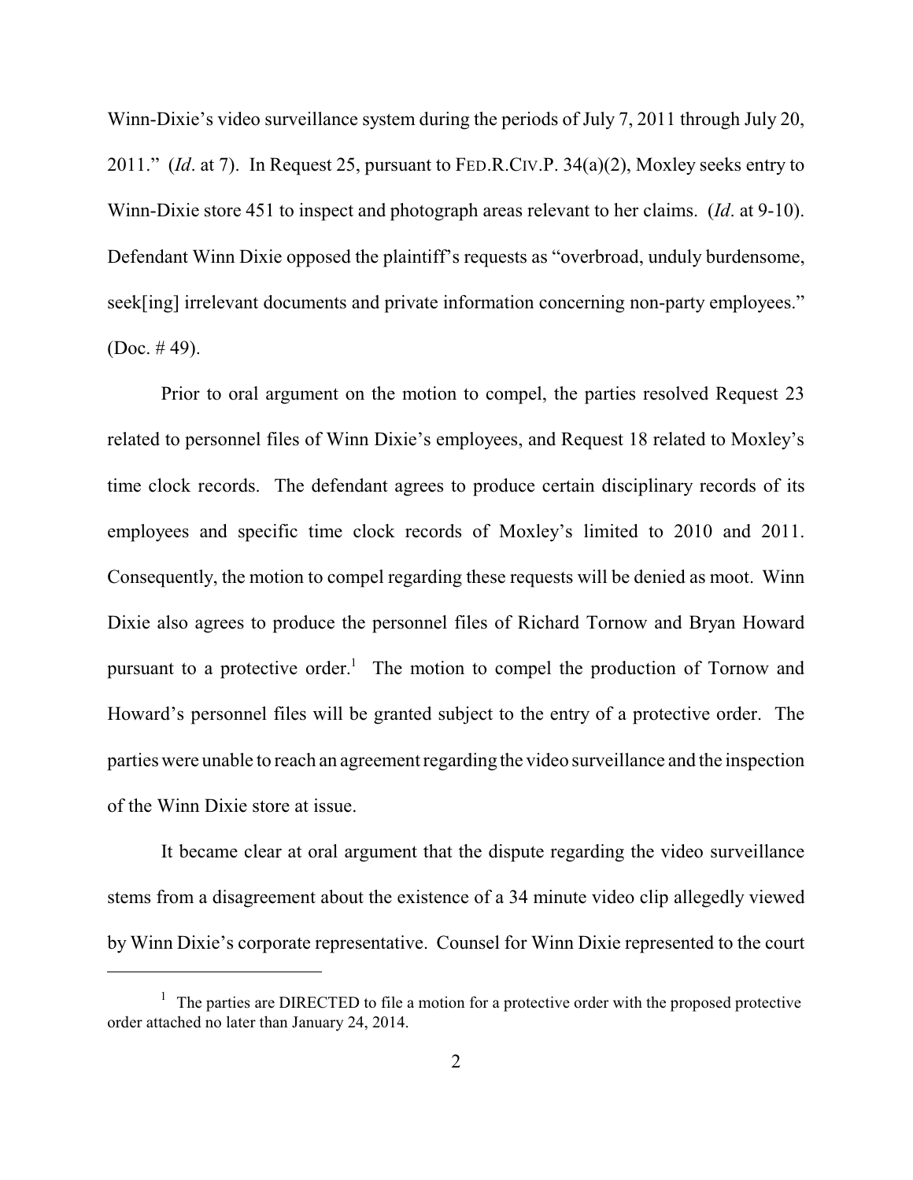Winn-Dixie's video surveillance system during the periods of July 7, 2011 through July 20, 2011." (*Id*. at 7). In Request 25, pursuant to FED.R.CIV.P. 34(a)(2), Moxley seeks entry to Winn-Dixie store 451 to inspect and photograph areas relevant to her claims. (*Id*. at 9-10). Defendant Winn Dixie opposed the plaintiff's requests as "overbroad, unduly burdensome, seek[ing] irrelevant documents and private information concerning non-party employees." (Doc. # 49).

Prior to oral argument on the motion to compel, the parties resolved Request 23 related to personnel files of Winn Dixie's employees, and Request 18 related to Moxley's time clock records. The defendant agrees to produce certain disciplinary records of its employees and specific time clock records of Moxley's limited to 2010 and 2011. Consequently, the motion to compel regarding these requests will be denied as moot. Winn Dixie also agrees to produce the personnel files of Richard Tornow and Bryan Howard pursuant to a protective order.[1] The motion to compel the production of Tornow and Howard's personnel files will be granted subject to the entry of a protective order. The parties were unable to reach an agreement regarding the video surveillance and the inspection of the Winn Dixie store at issue.

It became clear at oral argument that the dispute regarding the video surveillance stems from a disagreement about the existence of a 34 minute video clip allegedly viewed by Winn Dixie's corporate representative. Counsel for Winn Dixie represented to the court

---

[1] The parties are DIRECTED to file a motion for a protective order with the proposed protective order attached no later than January 24, 2014.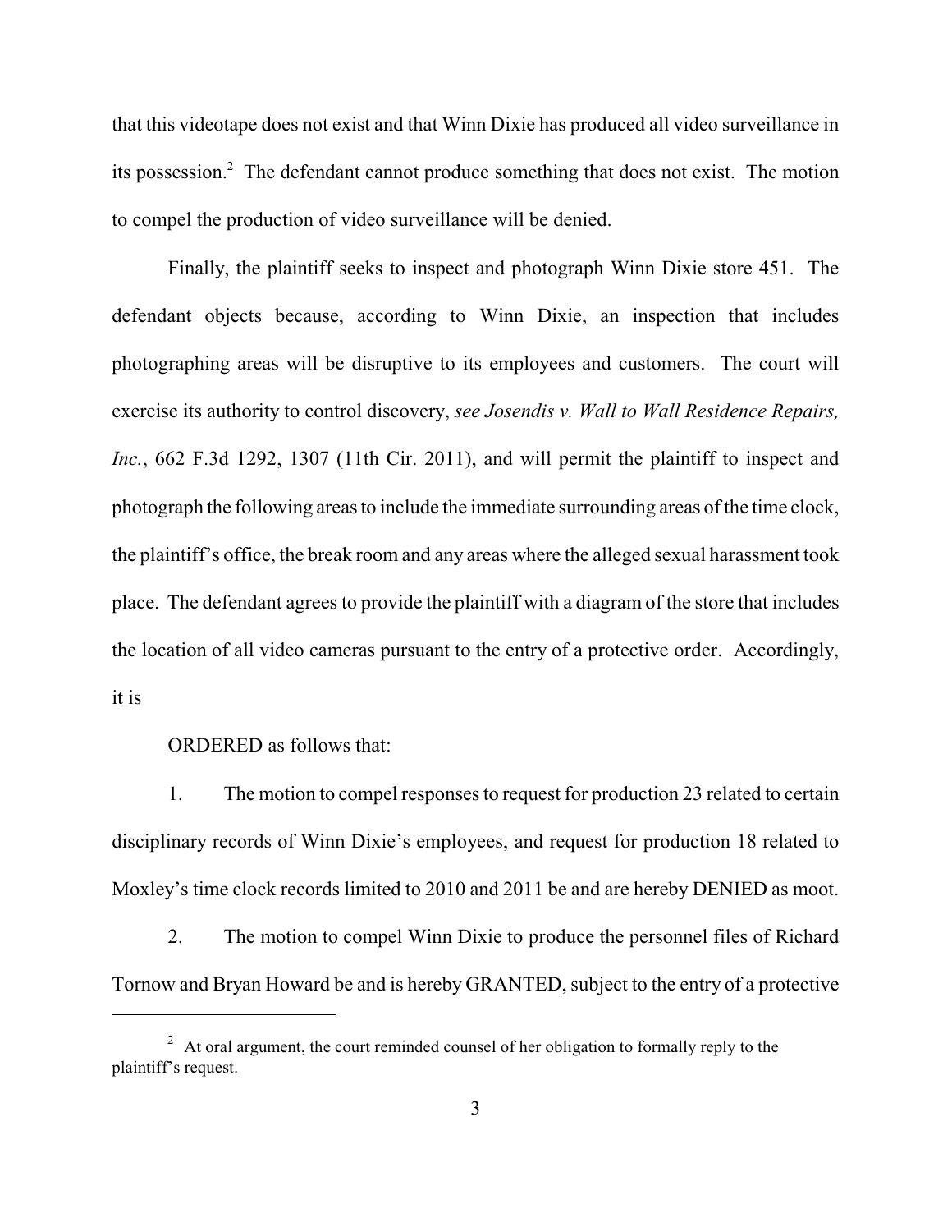that this videotape does not exist and that Winn Dixie has produced all video surveillance in its possession.[2] The defendant cannot produce something that does not exist. The motion to compel the production of video surveillance will be denied.

Finally, the plaintiff seeks to inspect and photograph Winn Dixie store 451. The defendant objects because, according to Winn Dixie, an inspection that includes photographing areas will be disruptive to its employees and customers. The court will exercise its authority to control discovery, *see Josendis v. Wall to Wall Residence Repairs, Inc.*, 662 F.3d 1292, 1307 (11th Cir. 2011), and will permit the plaintiff to inspect and photograph the following areas to include the immediate surrounding areas of the time clock, the plaintiff's office, the break room and any areas where the alleged sexual harassment took place. The defendant agrees to provide the plaintiff with a diagram of the store that includes the location of all video cameras pursuant to the entry of a protective order. Accordingly, it is

ORDERED as follows that:

1. The motion to compel responses to request for production 23 related to certain disciplinary records of Winn Dixie's employees, and request for production 18 related to Moxley's time clock records limited to 2010 and 2011 be and are hereby DENIED as moot.

2. The motion to compel Winn Dixie to produce the personnel files of Richard Tornow and Bryan Howard be and is hereby GRANTED, subject to the entry of a protective

---

[2] At oral argument, the court reminded counsel of her obligation to formally reply to the plaintiff's request.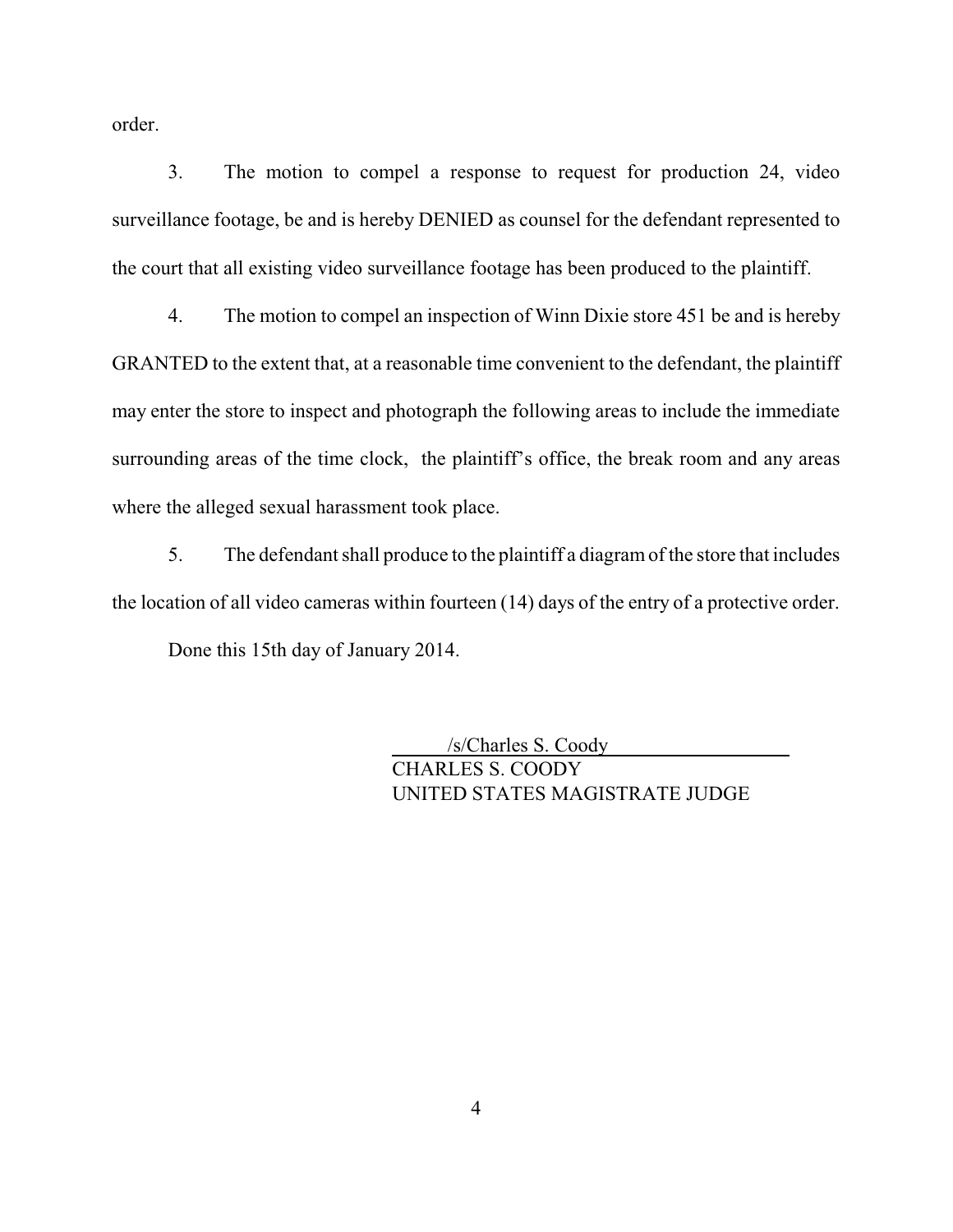order.

3. The motion to compel a response to request for production 24, video surveillance footage, be and is hereby DENIED as counsel for the defendant represented to the court that all existing video surveillance footage has been produced to the plaintiff.

4. The motion to compel an inspection of Winn Dixie store 451 be and is hereby GRANTED to the extent that, at a reasonable time convenient to the defendant, the plaintiff may enter the store to inspect and photograph the following areas to include the immediate surrounding areas of the time clock, the plaintiff's office, the break room and any areas where the alleged sexual harassment took place.

5. The defendant shall produce to the plaintiff a diagram of the store that includes the location of all video cameras within fourteen (14) days of the entry of a protective order.

Done this 15th day of January 2014.

/s/Charles S. Coody
CHARLES S. COODY
UNITED STATES MAGISTRATE JUDGE